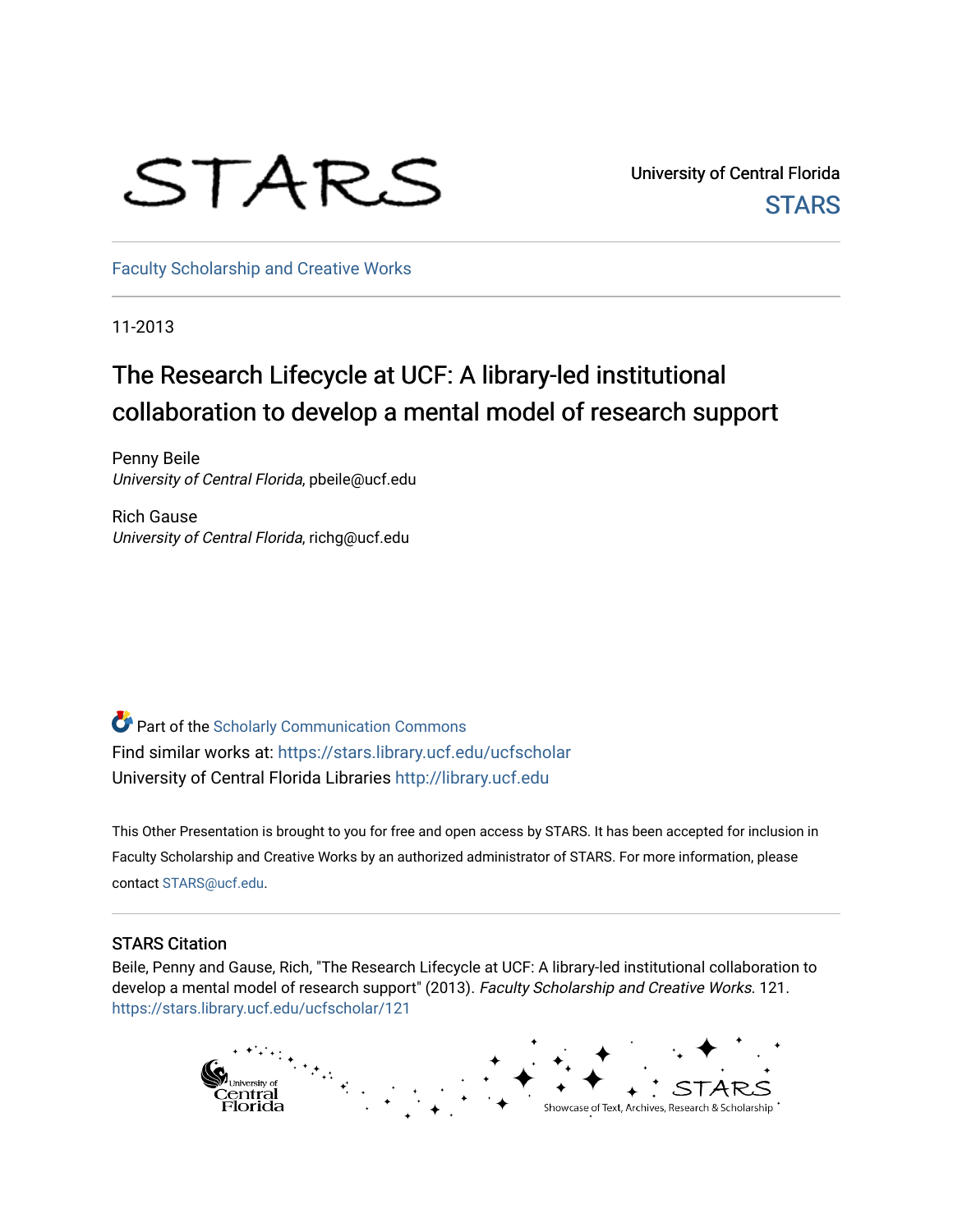# STARS

University of Central Florida
STARS

Faculty Scholarship and Creative Works

11-2013

## The Research Lifecycle at UCF: A library-led institutional collaboration to develop a mental model of research support

Penny Beile
*University of Central Florida*, pbeile@ucf.edu

Rich Gause
*University of Central Florida*, richg@ucf.edu

Part of the Scholarly Communication Commons
Find similar works at: https://stars.library.ucf.edu/ucfscholar
University of Central Florida Libraries http://library.ucf.edu

This Other Presentation is brought to you for free and open access by STARS. It has been accepted for inclusion in Faculty Scholarship and Creative Works by an authorized administrator of STARS. For more information, please contact STARS@ucf.edu.

### STARS Citation

Beile, Penny and Gause, Rich, "The Research Lifecycle at UCF: A library-led institutional collaboration to develop a mental model of research support" (2013). *Faculty Scholarship and Creative Works*. 121.
https://stars.library.ucf.edu/ucfscholar/121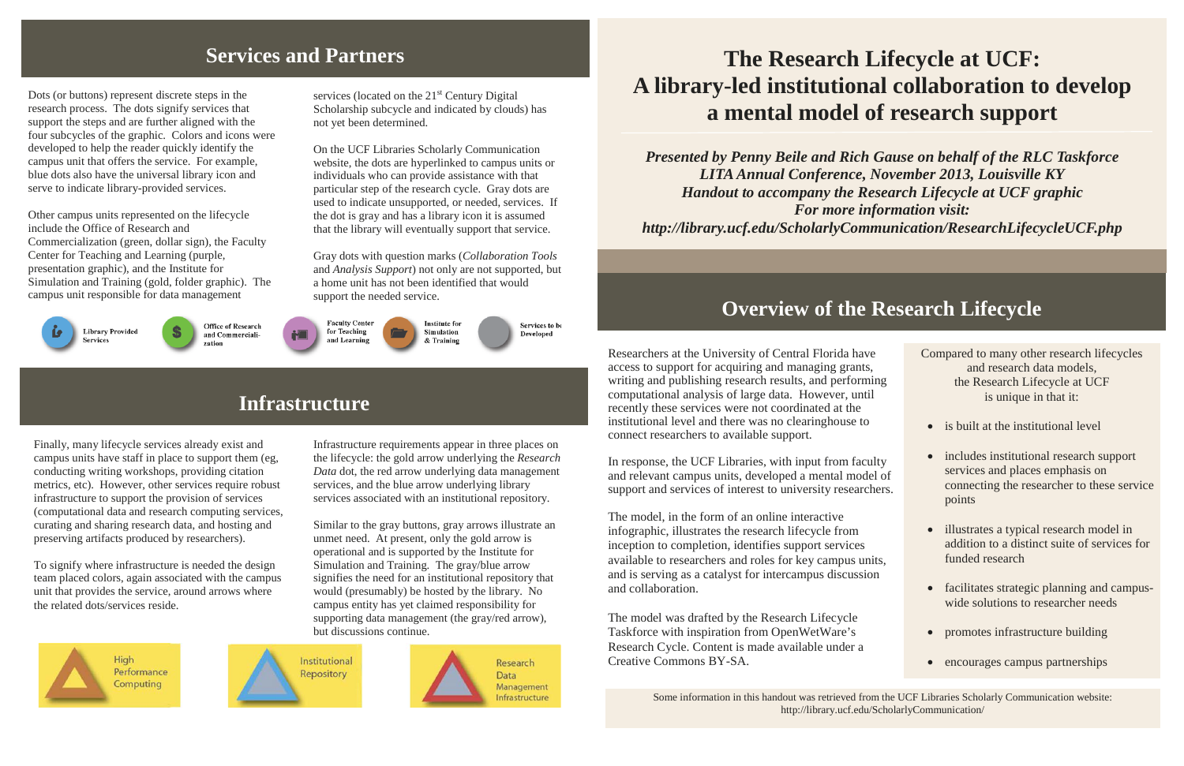## Services and Partners

Dots (or buttons) represent discrete steps in the research process. The dots signify services that support the steps and are further aligned with the four subcycles of the graphic. Colors and icons were developed to help the reader quickly identify the campus unit that offers the service. For example, blue dots also have the universal library icon and serve to indicate library-provided services.

Other campus units represented on the lifecycle include the Office of Research and Commercialization (green, dollar sign), the Faculty Center for Teaching and Learning (purple, presentation graphic), and the Institute for Simulation and Training (gold, folder graphic). The campus unit responsible for data management services (located on the 21st Century Digital Scholarship subcycle and indicated by clouds) has not yet been determined.

On the UCF Libraries Scholarly Communication website, the dots are hyperlinked to campus units or individuals who can provide assistance with that particular step of the research cycle. Gray dots are used to indicate unsupported, or needed, services. If the dot is gray and has a library icon it is assumed that the library will eventually support that service.

Gray dots with question marks (*Collaboration Tools* and *Analysis Support*) not only are not supported, but a home unit has not been identified that would support the needed service.

Library Provided Services | Office of Research and Commercialization | Faculty Center for Teaching and Learning | Institute for Simulation & Training | Services to be Developed

## Infrastructure

Finally, many lifecycle services already exist and campus units have staff in place to support them (eg, conducting writing workshops, providing citation metrics, etc). However, other services require robust infrastructure to support the provision of services (computational data and research computing services, curating and sharing research data, and hosting and preserving artifacts produced by researchers).

To signify where infrastructure is needed the design team placed colors, again associated with the campus unit that provides the service, around arrows where the related dots/services reside.

Infrastructure requirements appear in three places on the lifecycle: the gold arrow underlying the *Research Data* dot, the red arrow underlying data management services, and the blue arrow underlying library services associated with an institutional repository.

Similar to the gray buttons, gray arrows illustrate an unmet need. At present, only the gold arrow is operational and is supported by the Institute for Simulation and Training. The gray/blue arrow signifies the need for an institutional repository that would (presumably) be hosted by the library. No campus entity has yet claimed responsibility for supporting data management (the gray/red arrow), but discussions continue.

High Performance Computing | Institutional Repository | Research Data Management Infrastructure

# The Research Lifecycle at UCF: A library-led institutional collaboration to develop a mental model of research support

***Presented by Penny Beile and Rich Gause on behalf of the RLC Taskforce***
***LITA Annual Conference, November 2013, Louisville KY***
***Handout to accompany the Research Lifecycle at UCF graphic***
***For more information visit:***
***http://library.ucf.edu/ScholarlyCommunication/ResearchLifecycleUCF.php***

## Overview of the Research Lifecycle

Researchers at the University of Central Florida have access to support for acquiring and managing grants, writing and publishing research results, and performing computational analysis of large data. However, until recently these services were not coordinated at the institutional level and there was no clearinghouse to connect researchers to available support.

In response, the UCF Libraries, with input from faculty and relevant campus units, developed a mental model of support and services of interest to university researchers.

The model, in the form of an online interactive infographic, illustrates the research lifecycle from inception to completion, identifies support services available to researchers and roles for key campus units, and is serving as a catalyst for intercampus discussion and collaboration.

The model was drafted by the Research Lifecycle Taskforce with inspiration from OpenWetWare's Research Cycle. Content is made available under a Creative Commons BY-SA.

Compared to many other research lifecycles and research data models, the Research Lifecycle at UCF is unique in that it:

- is built at the institutional level
- includes institutional research support services and places emphasis on connecting the researcher to these service points
- illustrates a typical research model in addition to a distinct suite of services for funded research
- facilitates strategic planning and campus-wide solutions to researcher needs
- promotes infrastructure building
- encourages campus partnerships

Some information in this handout was retrieved from the UCF Libraries Scholarly Communication website: http://library.ucf.edu/ScholarlyCommunication/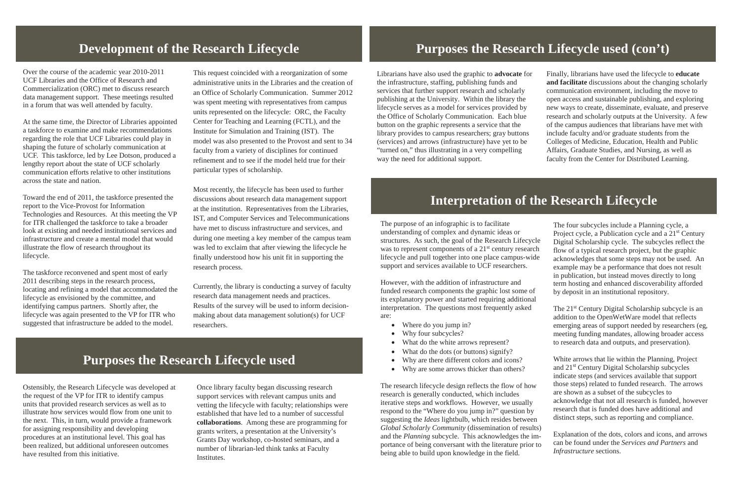## Development of the Research Lifecycle

Over the course of the academic year 2010-2011 UCF Libraries and the Office of Research and Commercialization (ORC) met to discuss research data management support. These meetings resulted in a forum that was well attended by faculty.

At the same time, the Director of Libraries appointed a taskforce to examine and make recommendations regarding the role that UCF Libraries could play in shaping the future of scholarly communication at UCF. This taskforce, led by Lee Dotson, produced a lengthy report about the state of UCF scholarly communication efforts relative to other institutions across the state and nation.

Toward the end of 2011, the taskforce presented the report to the Vice-Provost for Information Technologies and Resources. At this meeting the VP for ITR challenged the taskforce to take a broader look at existing and needed institutional services and infrastructure and create a mental model that would illustrate the flow of research throughout its lifecycle.

The taskforce reconvened and spent most of early 2011 describing steps in the research process, locating and refining a model that accommodated the lifecycle as envisioned by the committee, and identifying campus partners. Shortly after, the lifecycle was again presented to the VP for ITR who suggested that infrastructure be added to the model.

This request coincided with a reorganization of some administrative units in the Libraries and the creation of an Office of Scholarly Communication. Summer 2012 was spent meeting with representatives from campus units represented on the lifecycle: ORC, the Faculty Center for Teaching and Learning (FCTL), and the Institute for Simulation and Training (IST). The model was also presented to the Provost and sent to 34 faculty from a variety of disciplines for continued refinement and to see if the model held true for their particular types of scholarship.

Most recently, the lifecycle has been used to further discussions about research data management support at the institution. Representatives from the Libraries, IST, and Computer Services and Telecommunications have met to discuss infrastructure and services, and during one meeting a key member of the campus team was led to exclaim that after viewing the lifecycle he finally understood how his unit fit in supporting the research process.

Currently, the library is conducting a survey of faculty research data management needs and practices. Results of the survey will be used to inform decision-making about data management solution(s) for UCF researchers.

## Purposes the Research Lifecycle used

Ostensibly, the Research Lifecycle was developed at the request of the VP for ITR to identify campus units that provided research services as well as to illustrate how services would flow from one unit to the next. This, in turn, would provide a framework for assigning responsibility and developing procedures at an institutional level. This goal has been realized, but additional unforeseen outcomes have resulted from this initiative.

Once library faculty began discussing research support services with relevant campus units and vetting the lifecycle with faculty; relationships were established that have led to a number of successful **collaborations**. Among these are programming for grants writers, a presentation at the University's Grants Day workshop, co-hosted seminars, and a number of librarian-led think tanks at Faculty Institutes.

## Purposes the Research Lifecycle used (con't)

Librarians have also used the graphic to **advocate** for the infrastructure, staffing, publishing funds and services that further support research and scholarly publishing at the University. Within the library the lifecycle serves as a model for services provided by the Office of Scholarly Communication. Each blue button on the graphic represents a service that the library provides to campus researchers; gray buttons (services) and arrows (infrastructure) have yet to be "turned on," thus illustrating in a very compelling way the need for additional support.

Finally, librarians have used the lifecycle to **educate and facilitate** discussions about the changing scholarly communication environment, including the move to open access and sustainable publishing, and exploring new ways to create, disseminate, evaluate, and preserve research and scholarly outputs at the University. A few of the campus audiences that librarians have met with include faculty and/or graduate students from the Colleges of Medicine, Education, Health and Public Affairs, Graduate Studies, and Nursing, as well as faculty from the Center for Distributed Learning.

## Interpretation of the Research Lifecycle

The purpose of an infographic is to facilitate understanding of complex and dynamic ideas or structures. As such, the goal of the Research Lifecycle was to represent components of a 21st century research lifecycle and pull together into one place campus-wide support and services available to UCF researchers.

However, with the addition of infrastructure and funded research components the graphic lost some of its explanatory power and started requiring additional interpretation. The questions most frequently asked are:

- Where do you jump in?
- Why four subcycles?
- What do the white arrows represent?
- What do the dots (or buttons) signify?
- Why are there different colors and icons?
- Why are some arrows thicker than others?

The research lifecycle design reflects the flow of how research is generally conducted, which includes iterative steps and workflows. However, we usually respond to the "Where do you jump in?" question by suggesting the *Ideas* lightbulb, which resides between *Global Scholarly Community* (dissemination of results) and the *Planning* subcycle. This acknowledges the importance of being conversant with the literature prior to being able to build upon knowledge in the field.

The four subcycles include a Planning cycle, a Project cycle, a Publication cycle and a 21st Century Digital Scholarship cycle. The subcycles reflect the flow of a typical research project, but the graphic acknowledges that some steps may not be used. An example may be a performance that does not result in publication, but instead moves directly to long term hosting and enhanced discoverability afforded by deposit in an institutional repository.

The 21st Century Digital Scholarship subcycle is an addition to the OpenWetWare model that reflects emerging areas of support needed by researchers (eg, meeting funding mandates, allowing broader access to research data and outputs, and preservation).

White arrows that lie within the Planning, Project and 21st Century Digital Scholarship subcycles indicate steps (and services available that support those steps) related to funded research. The arrows are shown as a subset of the subcycles to acknowledge that not all research is funded, however research that is funded does have additional and distinct steps, such as reporting and compliance.

Explanation of the dots, colors and icons, and arrows can be found under the *Services and Partners* and *Infrastructure* sections.